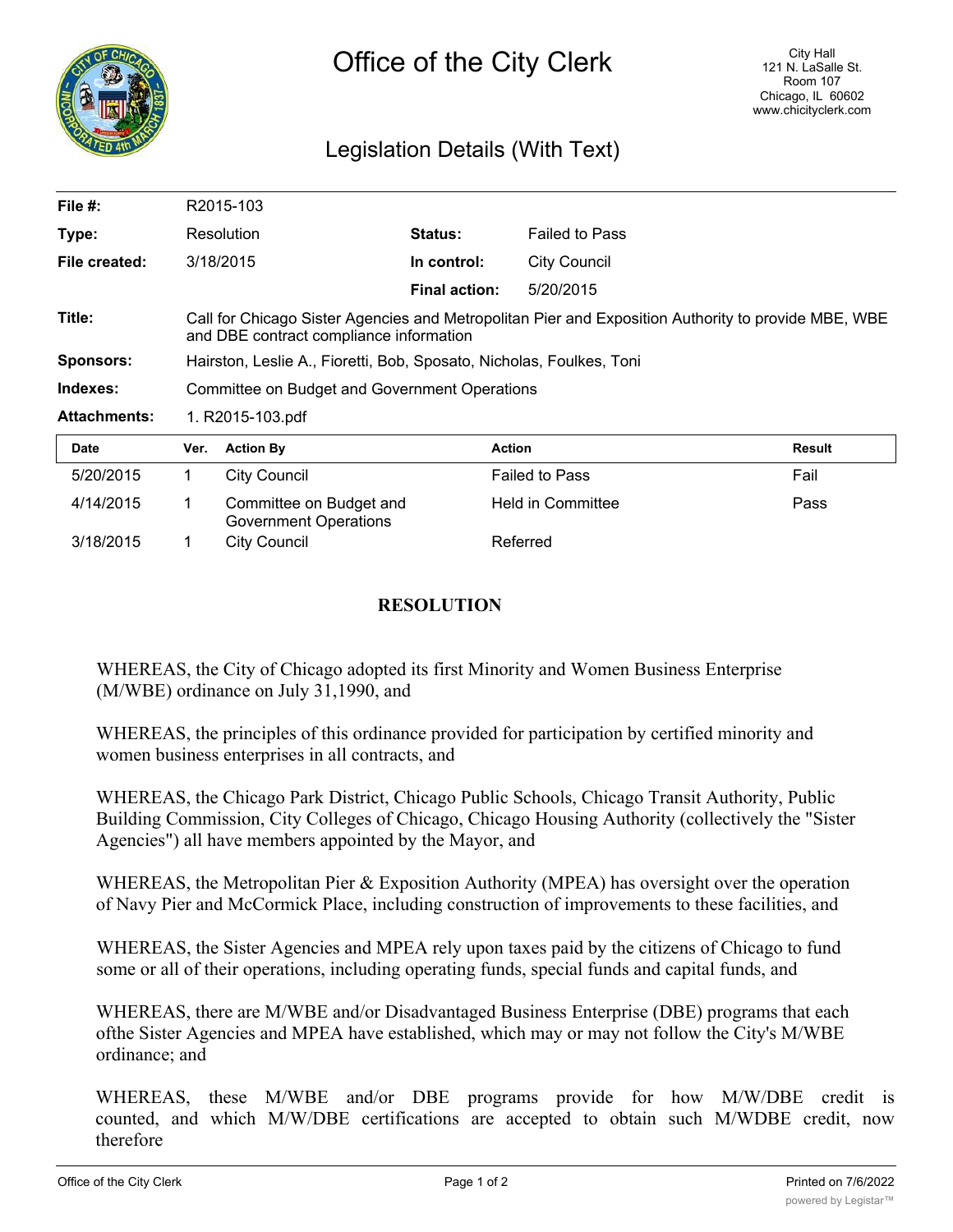# Office of the City Clerk

City Hall
121 N. LaSalle St.
Room 107
Chicago, IL 60602
www.chicityclerk.com

## Legislation Details (With Text)

| | | | |
|---|---|---|---|
| **File #:** | R2015-103 | | |
| **Type:** | Resolution | **Status:** | Failed to Pass |
| **File created:** | 3/18/2015 | **In control:** | City Council |
| | | **Final action:** | 5/20/2015 |
| **Title:** | Call for Chicago Sister Agencies and Metropolitan Pier and Exposition Authority to provide MBE, WBE and DBE contract compliance information | | |
| **Sponsors:** | Hairston, Leslie A., Fioretti, Bob, Sposato, Nicholas, Foulkes, Toni | | |
| **Indexes:** | Committee on Budget and Government Operations | | |
| **Attachments:** | 1. R2015-103.pdf | | |

| Date | Ver. | Action By | Action | Result |
|---|---|---|---|---|
| 5/20/2015 | 1 | City Council | Failed to Pass | Fail |
| 4/14/2015 | 1 | Committee on Budget and Government Operations | Held in Committee | Pass |
| 3/18/2015 | 1 | City Council | Referred | |

**RESOLUTION**

WHEREAS, the City of Chicago adopted its first Minority and Women Business Enterprise (M/WBE) ordinance on July 31,1990, and

WHEREAS, the principles of this ordinance provided for participation by certified minority and women business enterprises in all contracts, and

WHEREAS, the Chicago Park District, Chicago Public Schools, Chicago Transit Authority, Public Building Commission, City Colleges of Chicago, Chicago Housing Authority (collectively the "Sister Agencies") all have members appointed by the Mayor, and

WHEREAS, the Metropolitan Pier & Exposition Authority (MPEA) has oversight over the operation of Navy Pier and McCormick Place, including construction of improvements to these facilities, and

WHEREAS, the Sister Agencies and MPEA rely upon taxes paid by the citizens of Chicago to fund some or all of their operations, including operating funds, special funds and capital funds, and

WHEREAS, there are M/WBE and/or Disadvantaged Business Enterprise (DBE) programs that each ofthe Sister Agencies and MPEA have established, which may or may not follow the City's M/WBE ordinance; and

WHEREAS, these M/WBE and/or DBE programs provide for how M/W/DBE credit is counted, and which M/W/DBE certifications are accepted to obtain such M/WDBE credit, now therefore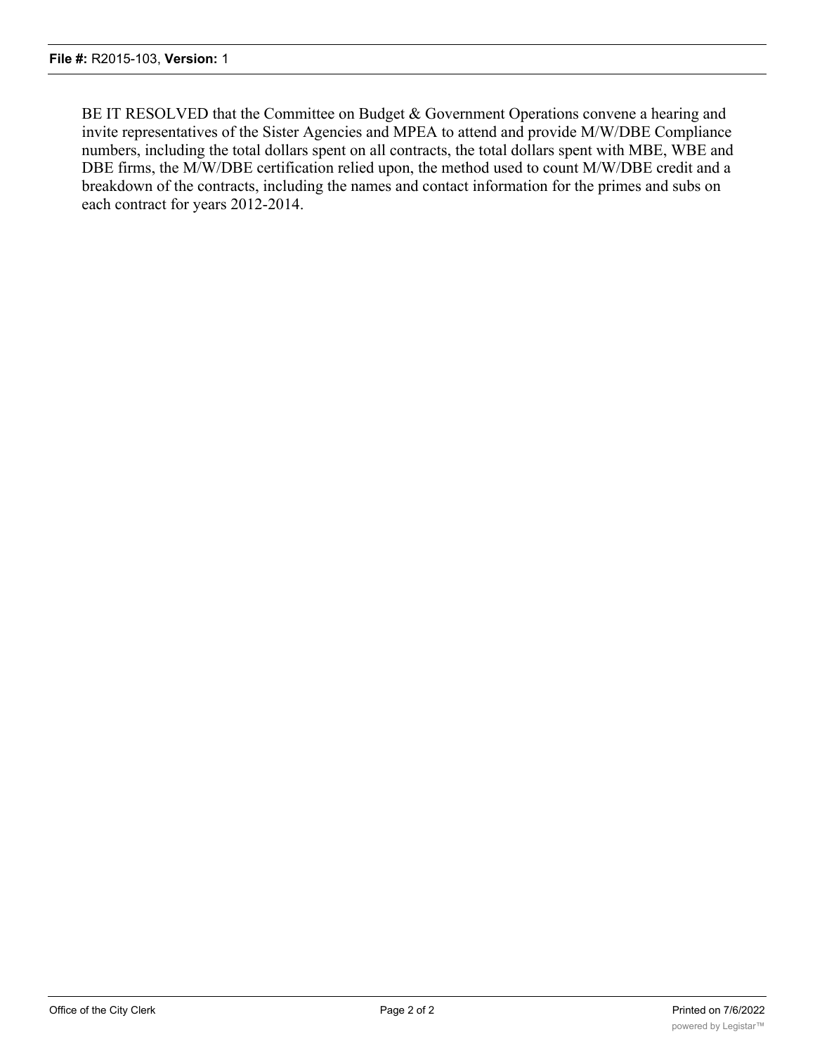BE IT RESOLVED that the Committee on Budget & Government Operations convene a hearing and invite representatives of the Sister Agencies and MPEA to attend and provide M/W/DBE Compliance numbers, including the total dollars spent on all contracts, the total dollars spent with MBE, WBE and DBE firms, the M/W/DBE certification relied upon, the method used to count M/W/DBE credit and a breakdown of the contracts, including the names and contact information for the primes and subs on each contract for years 2012-2014.